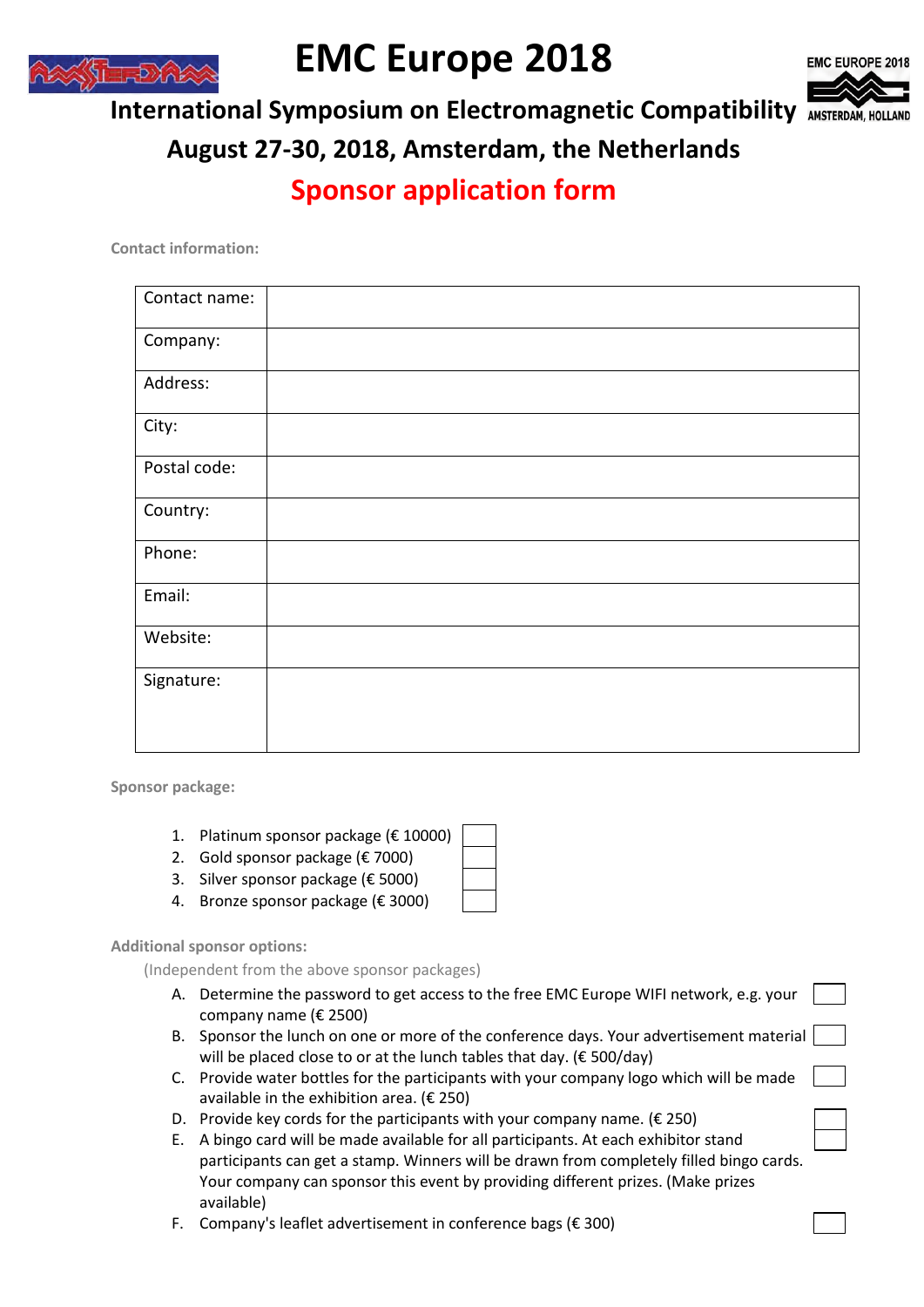# EMC Europe 2018

## International Symposium on Electromagnetic Compatibility

## August 27-30, 2018, Amsterdam, the Netherlands

## Sponsor application form

**Contact information:**

| Contact name: | |
|---|---|
| Company: | |
| Address: | |
| City: | |
| Postal code: | |
| Country: | |
| Phone: | |
| Email: | |
| Website: | |
| Signature: | |

**Sponsor package:**

1. Platinum sponsor package (€ 10000) ☐
2. Gold sponsor package (€ 7000) ☐
3. Silver sponsor package (€ 5000) ☐
4. Bronze sponsor package (€ 3000) ☐

**Additional sponsor options:**

(Independent from the above sponsor packages)

A. Determine the password to get access to the free EMC Europe WIFI network, e.g. your company name (€ 2500) ☐

B. Sponsor the lunch on one or more of the conference days. Your advertisement material will be placed close to or at the lunch tables that day. (€ 500/day) ☐

C. Provide water bottles for the participants with your company logo which will be made available in the exhibition area. (€ 250) ☐

D. Provide key cords for the participants with your company name. (€ 250) ☐

E. A bingo card will be made available for all participants. At each exhibitor stand participants can get a stamp. Winners will be drawn from completely filled bingo cards. Your company can sponsor this event by providing different prizes. (Make prizes available) ☐

F. Company's leaflet advertisement in conference bags (€ 300) ☐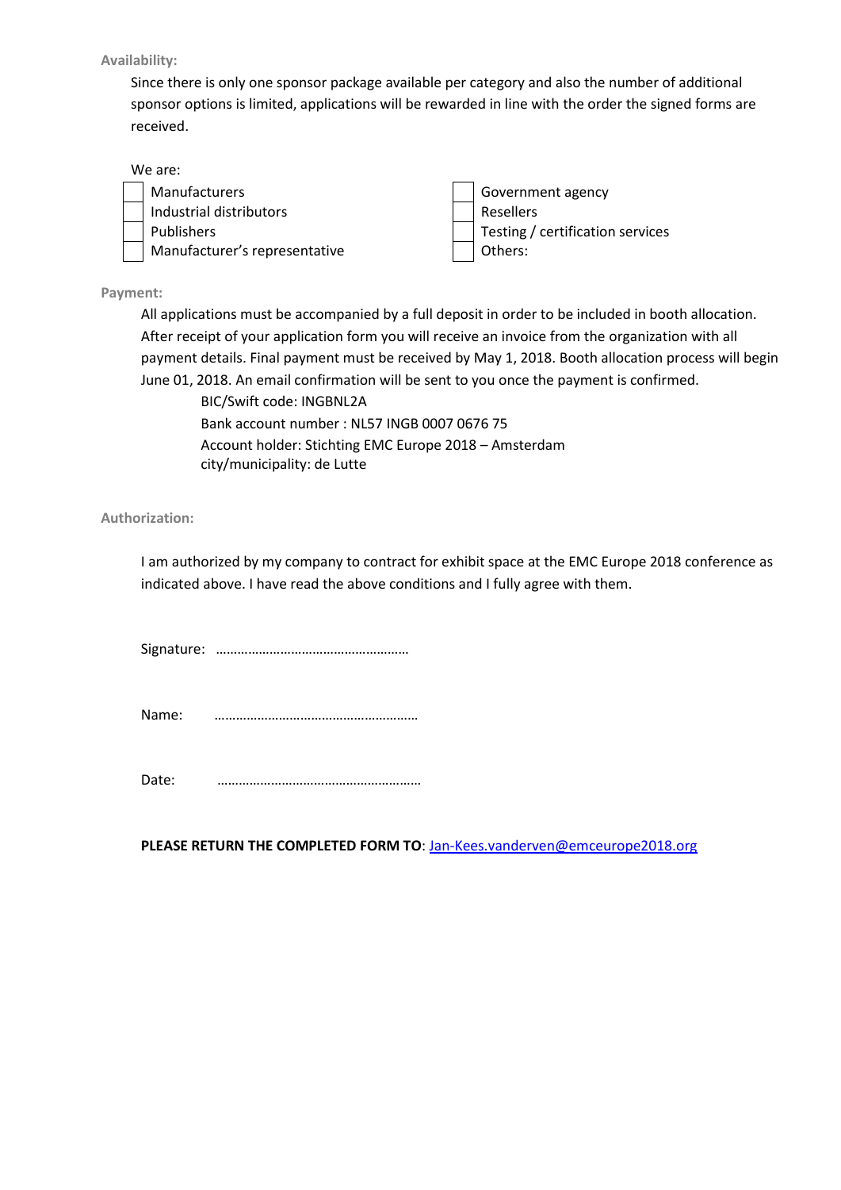**Availability:**

Since there is only one sponsor package available per category and also the number of additional sponsor options is limited, applications will be rewarded in line with the order the signed forms are received.

We are:

- [ ] Manufacturers
- [ ] Industrial distributors
- [ ] Publishers
- [ ] Manufacturer's representative
- [ ] Government agency
- [ ] Resellers
- [ ] Testing / certification services
- [ ] Others:

**Payment:**

All applications must be accompanied by a full deposit in order to be included in booth allocation. After receipt of your application form you will receive an invoice from the organization with all payment details. Final payment must be received by May 1, 2018. Booth allocation process will begin June 01, 2018. An email confirmation will be sent to you once the payment is confirmed.

BIC/Swift code: INGBNL2A
Bank account number : NL57 INGB 0007 0676 75
Account holder: Stichting EMC Europe 2018 – Amsterdam
city/municipality: de Lutte

**Authorization:**

I am authorized by my company to contract for exhibit space at the EMC Europe 2018 conference as indicated above. I have read the above conditions and I fully agree with them.

Signature: ………………………………………………

Name: …………………………………………………

Date: …………………………………………………

**PLEASE RETURN THE COMPLETED FORM TO**: Jan-Kees.vanderven@emceurope2018.org